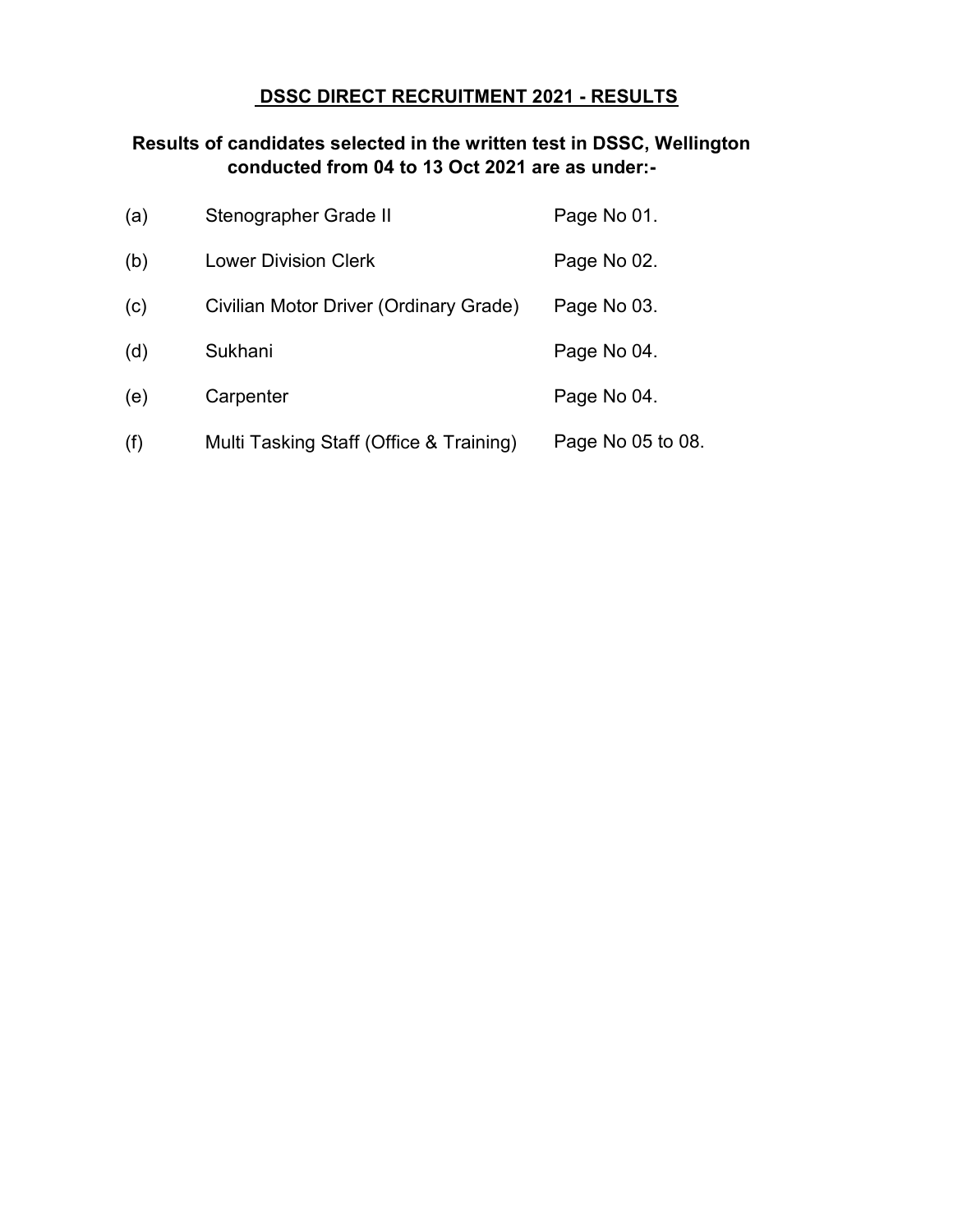# DSSC DIRECT RECRUITMENT 2021 - RESULTS

## Results of candidates selected in the written test in DSSC, Wellington conducted from 04 to 13 Oct 2021 are as under:-

| | | |
|---|---|---|
| (a) | Stenographer Grade II | Page No 01. |
| (b) | Lower Division Clerk | Page No 02. |
| (c) | Civilian Motor Driver (Ordinary Grade) | Page No 03. |
| (d) | Sukhani | Page No 04. |
| (e) | Carpenter | Page No 04. |
| (f) | Multi Tasking Staff (Office & Training) | Page No 05 to 08. |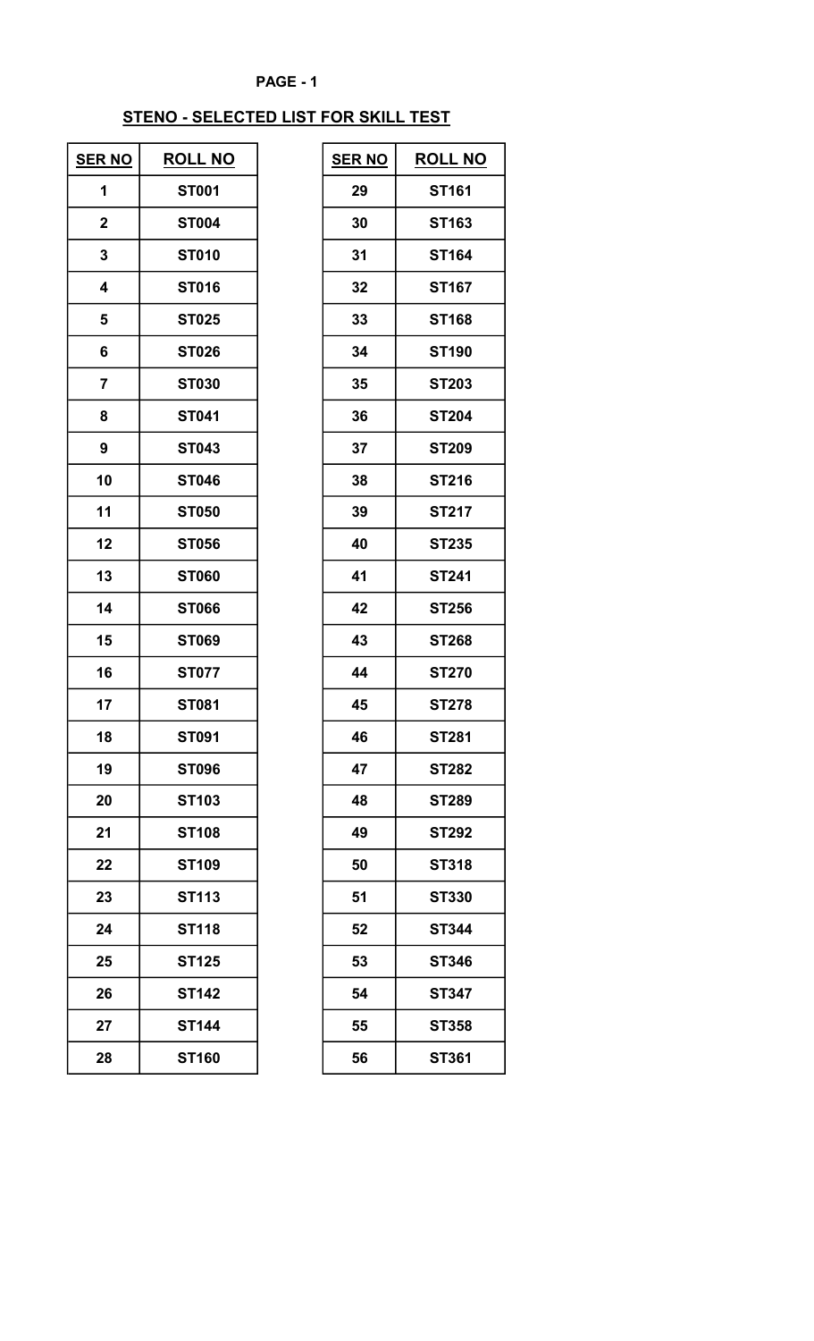## STENO - SELECTED LIST FOR SKILL TEST

| SER NO | ROLL NO |
|---|---|
| 1 | ST001 |
| 2 | ST004 |
| 3 | ST010 |
| 4 | ST016 |
| 5 | ST025 |
| 6 | ST026 |
| 7 | ST030 |
| 8 | ST041 |
| 9 | ST043 |
| 10 | ST046 |
| 11 | ST050 |
| 12 | ST056 |
| 13 | ST060 |
| 14 | ST066 |
| 15 | ST069 |
| 16 | ST077 |
| 17 | ST081 |
| 18 | ST091 |
| 19 | ST096 |
| 20 | ST103 |
| 21 | ST108 |
| 22 | ST109 |
| 23 | ST113 |
| 24 | ST118 |
| 25 | ST125 |
| 26 | ST142 |
| 27 | ST144 |
| 28 | ST160 |
| 29 | ST161 |
| 30 | ST163 |
| 31 | ST164 |
| 32 | ST167 |
| 33 | ST168 |
| 34 | ST190 |
| 35 | ST203 |
| 36 | ST204 |
| 37 | ST209 |
| 38 | ST216 |
| 39 | ST217 |
| 40 | ST235 |
| 41 | ST241 |
| 42 | ST256 |
| 43 | ST268 |
| 44 | ST270 |
| 45 | ST278 |
| 46 | ST281 |
| 47 | ST282 |
| 48 | ST289 |
| 49 | ST292 |
| 50 | ST318 |
| 51 | ST330 |
| 52 | ST344 |
| 53 | ST346 |
| 54 | ST347 |
| 55 | ST358 |
| 56 | ST361 |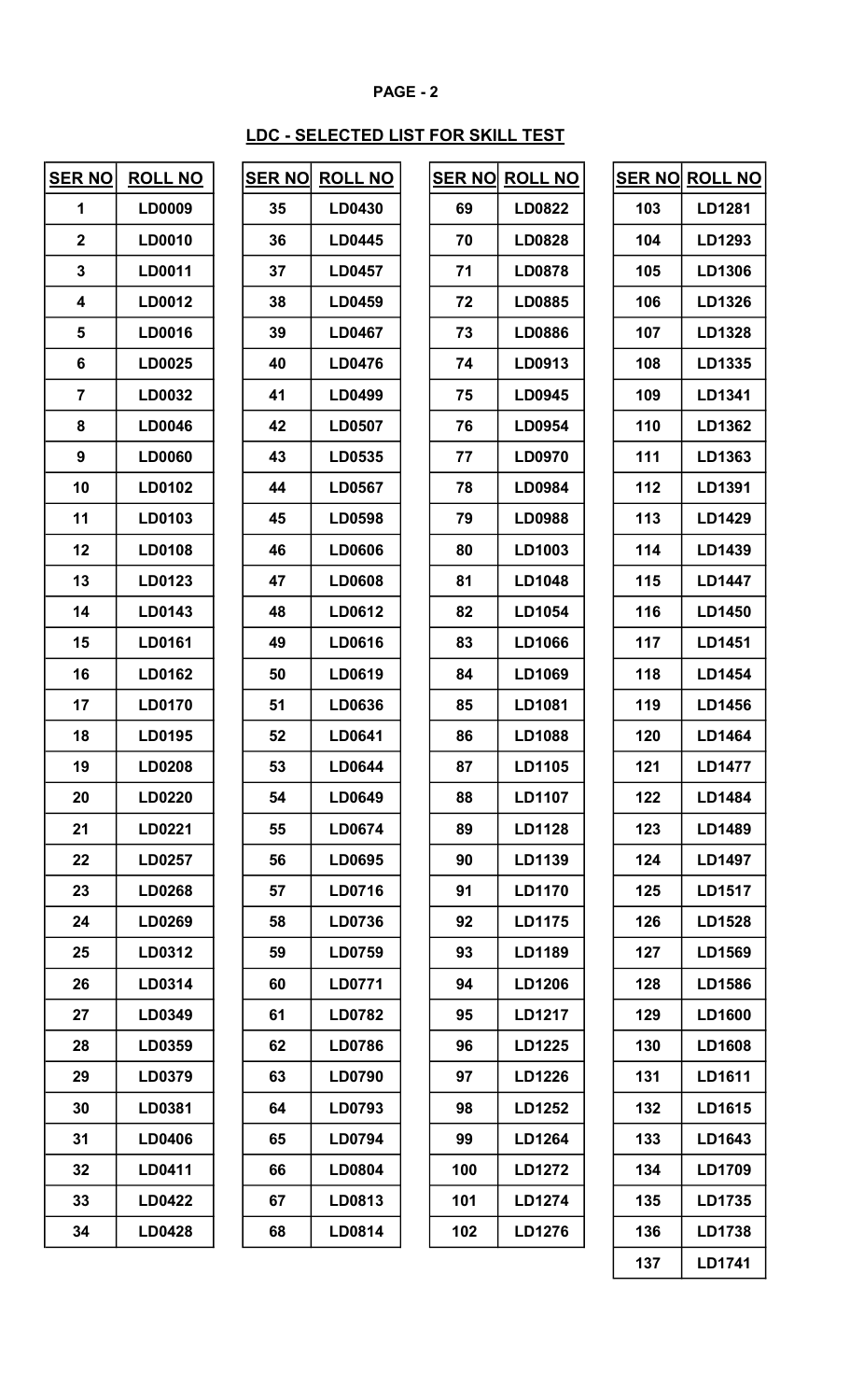## LDC - SELECTED LIST FOR SKILL TEST

| SER NO | ROLL NO |
|---|---|
| 1 | LD0009 |
| 2 | LD0010 |
| 3 | LD0011 |
| 4 | LD0012 |
| 5 | LD0016 |
| 6 | LD0025 |
| 7 | LD0032 |
| 8 | LD0046 |
| 9 | LD0060 |
| 10 | LD0102 |
| 11 | LD0103 |
| 12 | LD0108 |
| 13 | LD0123 |
| 14 | LD0143 |
| 15 | LD0161 |
| 16 | LD0162 |
| 17 | LD0170 |
| 18 | LD0195 |
| 19 | LD0208 |
| 20 | LD0220 |
| 21 | LD0221 |
| 22 | LD0257 |
| 23 | LD0268 |
| 24 | LD0269 |
| 25 | LD0312 |
| 26 | LD0314 |
| 27 | LD0349 |
| 28 | LD0359 |
| 29 | LD0379 |
| 30 | LD0381 |
| 31 | LD0406 |
| 32 | LD0411 |
| 33 | LD0422 |
| 34 | LD0428 |
| 35 | LD0430 |
| 36 | LD0445 |
| 37 | LD0457 |
| 38 | LD0459 |
| 39 | LD0467 |
| 40 | LD0476 |
| 41 | LD0499 |
| 42 | LD0507 |
| 43 | LD0535 |
| 44 | LD0567 |
| 45 | LD0598 |
| 46 | LD0606 |
| 47 | LD0608 |
| 48 | LD0612 |
| 49 | LD0616 |
| 50 | LD0619 |
| 51 | LD0636 |
| 52 | LD0641 |
| 53 | LD0644 |
| 54 | LD0649 |
| 55 | LD0674 |
| 56 | LD0695 |
| 57 | LD0716 |
| 58 | LD0736 |
| 59 | LD0759 |
| 60 | LD0771 |
| 61 | LD0782 |
| 62 | LD0786 |
| 63 | LD0790 |
| 64 | LD0793 |
| 65 | LD0794 |
| 66 | LD0804 |
| 67 | LD0813 |
| 68 | LD0814 |
| 69 | LD0822 |
| 70 | LD0828 |
| 71 | LD0878 |
| 72 | LD0885 |
| 73 | LD0886 |
| 74 | LD0913 |
| 75 | LD0945 |
| 76 | LD0954 |
| 77 | LD0970 |
| 78 | LD0984 |
| 79 | LD0988 |
| 80 | LD1003 |
| 81 | LD1048 |
| 82 | LD1054 |
| 83 | LD1066 |
| 84 | LD1069 |
| 85 | LD1081 |
| 86 | LD1088 |
| 87 | LD1105 |
| 88 | LD1107 |
| 89 | LD1128 |
| 90 | LD1139 |
| 91 | LD1170 |
| 92 | LD1175 |
| 93 | LD1189 |
| 94 | LD1206 |
| 95 | LD1217 |
| 96 | LD1225 |
| 97 | LD1226 |
| 98 | LD1252 |
| 99 | LD1264 |
| 100 | LD1272 |
| 101 | LD1274 |
| 102 | LD1276 |
| 103 | LD1281 |
| 104 | LD1293 |
| 105 | LD1306 |
| 106 | LD1326 |
| 107 | LD1328 |
| 108 | LD1335 |
| 109 | LD1341 |
| 110 | LD1362 |
| 111 | LD1363 |
| 112 | LD1391 |
| 113 | LD1429 |
| 114 | LD1439 |
| 115 | LD1447 |
| 116 | LD1450 |
| 117 | LD1451 |
| 118 | LD1454 |
| 119 | LD1456 |
| 120 | LD1464 |
| 121 | LD1477 |
| 122 | LD1484 |
| 123 | LD1489 |
| 124 | LD1497 |
| 125 | LD1517 |
| 126 | LD1528 |
| 127 | LD1569 |
| 128 | LD1586 |
| 129 | LD1600 |
| 130 | LD1608 |
| 131 | LD1611 |
| 132 | LD1615 |
| 133 | LD1643 |
| 134 | LD1709 |
| 135 | LD1735 |
| 136 | LD1738 |
| 137 | LD1741 |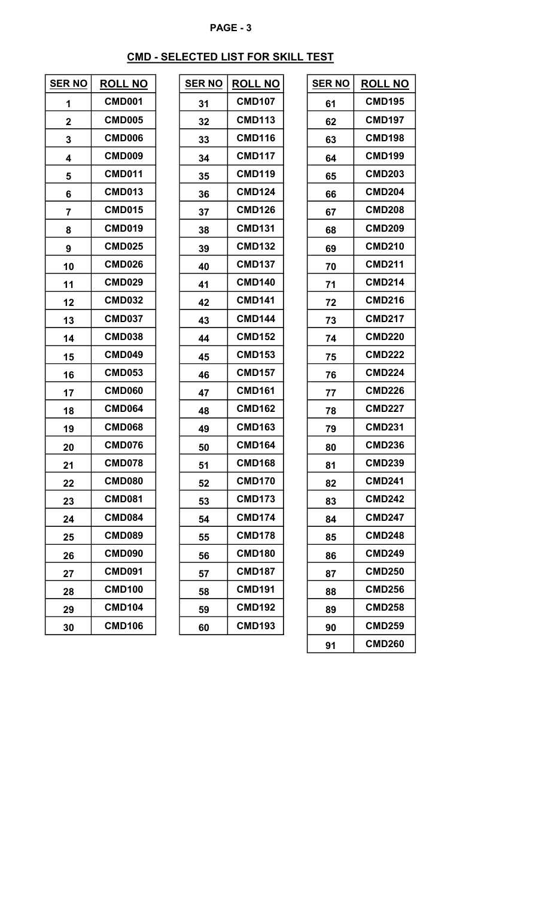## CMD - SELECTED LIST FOR SKILL TEST

| SER NO | ROLL NO |
|---|---|
| 1 | CMD001 |
| 2 | CMD005 |
| 3 | CMD006 |
| 4 | CMD009 |
| 5 | CMD011 |
| 6 | CMD013 |
| 7 | CMD015 |
| 8 | CMD019 |
| 9 | CMD025 |
| 10 | CMD026 |
| 11 | CMD029 |
| 12 | CMD032 |
| 13 | CMD037 |
| 14 | CMD038 |
| 15 | CMD049 |
| 16 | CMD053 |
| 17 | CMD060 |
| 18 | CMD064 |
| 19 | CMD068 |
| 20 | CMD076 |
| 21 | CMD078 |
| 22 | CMD080 |
| 23 | CMD081 |
| 24 | CMD084 |
| 25 | CMD089 |
| 26 | CMD090 |
| 27 | CMD091 |
| 28 | CMD100 |
| 29 | CMD104 |
| 30 | CMD106 |
| 31 | CMD107 |
| 32 | CMD113 |
| 33 | CMD116 |
| 34 | CMD117 |
| 35 | CMD119 |
| 36 | CMD124 |
| 37 | CMD126 |
| 38 | CMD131 |
| 39 | CMD132 |
| 40 | CMD137 |
| 41 | CMD140 |
| 42 | CMD141 |
| 43 | CMD144 |
| 44 | CMD152 |
| 45 | CMD153 |
| 46 | CMD157 |
| 47 | CMD161 |
| 48 | CMD162 |
| 49 | CMD163 |
| 50 | CMD164 |
| 51 | CMD168 |
| 52 | CMD170 |
| 53 | CMD173 |
| 54 | CMD174 |
| 55 | CMD178 |
| 56 | CMD180 |
| 57 | CMD187 |
| 58 | CMD191 |
| 59 | CMD192 |
| 60 | CMD193 |
| 61 | CMD195 |
| 62 | CMD197 |
| 63 | CMD198 |
| 64 | CMD199 |
| 65 | CMD203 |
| 66 | CMD204 |
| 67 | CMD208 |
| 68 | CMD209 |
| 69 | CMD210 |
| 70 | CMD211 |
| 71 | CMD214 |
| 72 | CMD216 |
| 73 | CMD217 |
| 74 | CMD220 |
| 75 | CMD222 |
| 76 | CMD224 |
| 77 | CMD226 |
| 78 | CMD227 |
| 79 | CMD231 |
| 80 | CMD236 |
| 81 | CMD239 |
| 82 | CMD241 |
| 83 | CMD242 |
| 84 | CMD247 |
| 85 | CMD248 |
| 86 | CMD249 |
| 87 | CMD250 |
| 88 | CMD256 |
| 89 | CMD258 |
| 90 | CMD259 |
| 91 | CMD260 |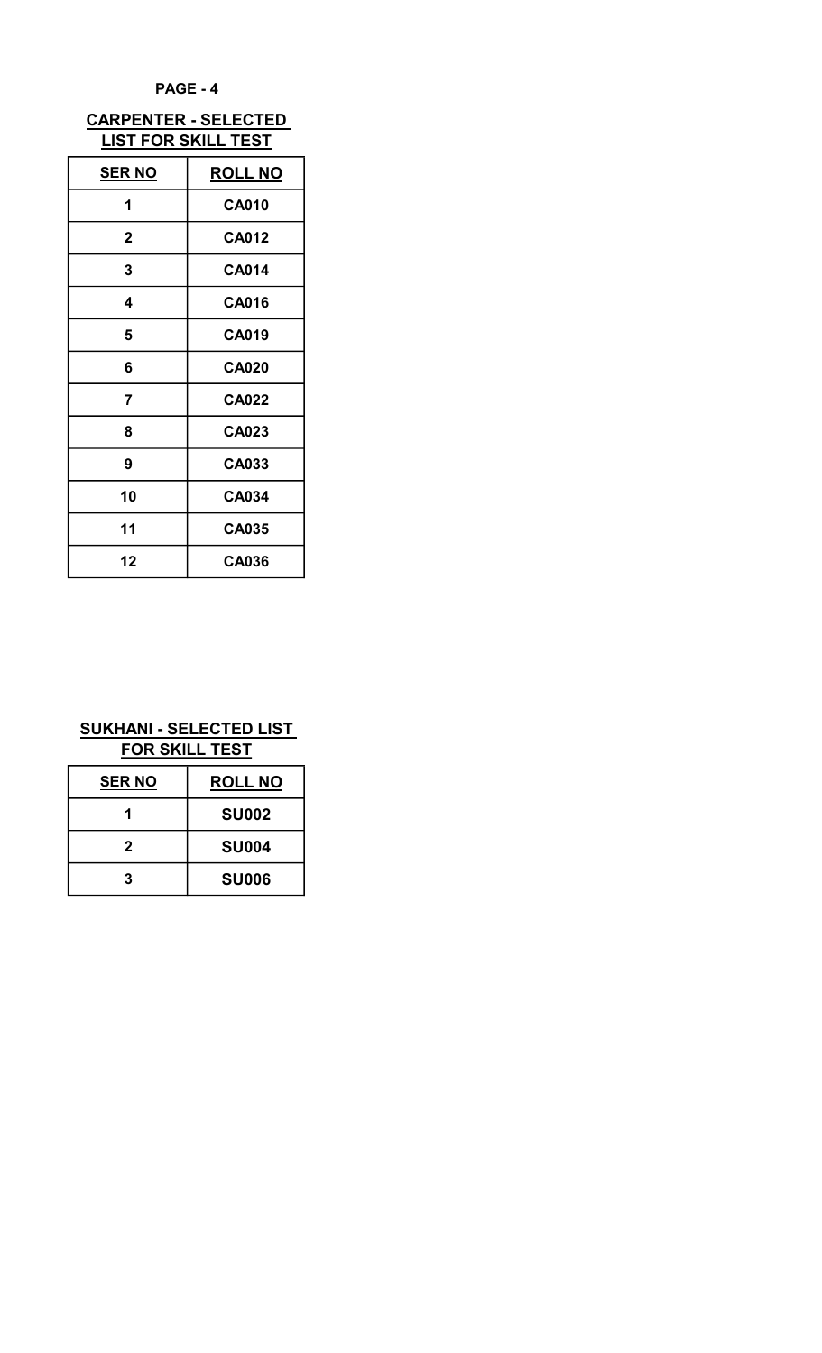## CARPENTER - SELECTED LIST FOR SKILL TEST

| SER NO | ROLL NO |
|---|---|
| 1 | CA010 |
| 2 | CA012 |
| 3 | CA014 |
| 4 | CA016 |
| 5 | CA019 |
| 6 | CA020 |
| 7 | CA022 |
| 8 | CA023 |
| 9 | CA033 |
| 10 | CA034 |
| 11 | CA035 |
| 12 | CA036 |

## SUKHANI - SELECTED LIST FOR SKILL TEST

| SER NO | ROLL NO |
|---|---|
| 1 | SU002 |
| 2 | SU004 |
| 3 | SU006 |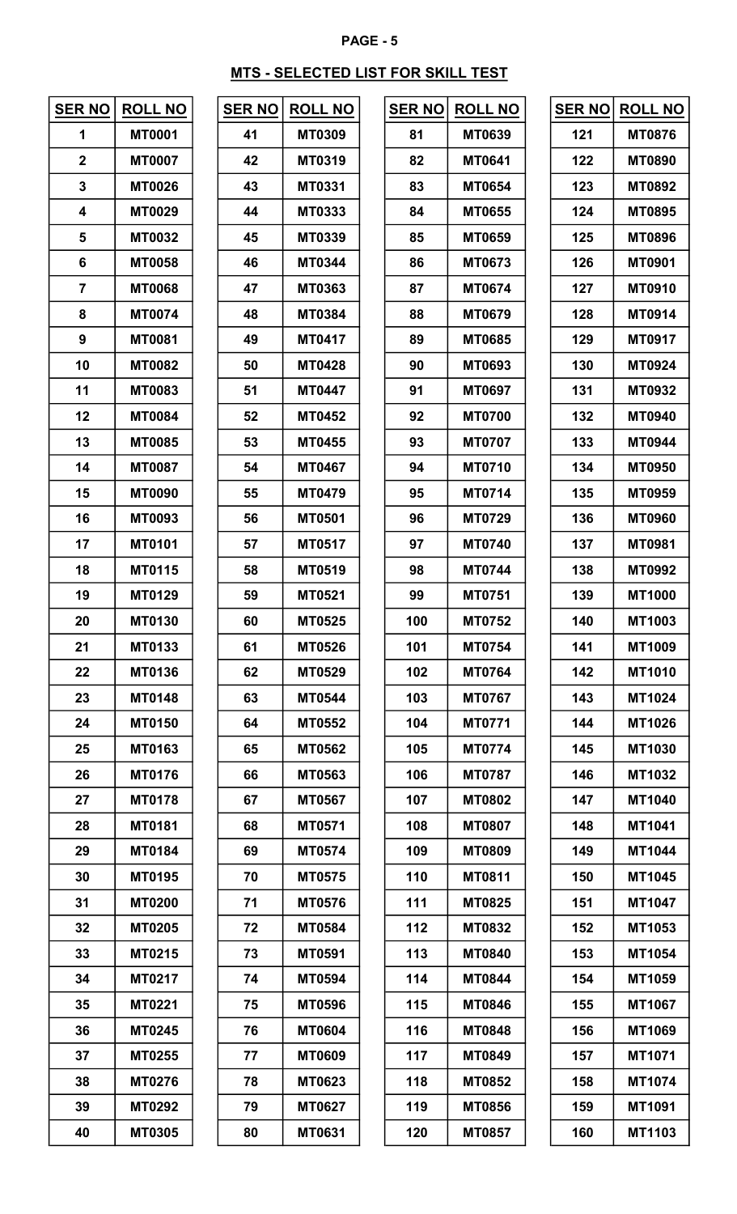## MTS - SELECTED LIST FOR SKILL TEST

| SER NO | ROLL NO |
|---|---|
| 1 | MT0001 |
| 2 | MT0007 |
| 3 | MT0026 |
| 4 | MT0029 |
| 5 | MT0032 |
| 6 | MT0058 |
| 7 | MT0068 |
| 8 | MT0074 |
| 9 | MT0081 |
| 10 | MT0082 |
| 11 | MT0083 |
| 12 | MT0084 |
| 13 | MT0085 |
| 14 | MT0087 |
| 15 | MT0090 |
| 16 | MT0093 |
| 17 | MT0101 |
| 18 | MT0115 |
| 19 | MT0129 |
| 20 | MT0130 |
| 21 | MT0133 |
| 22 | MT0136 |
| 23 | MT0148 |
| 24 | MT0150 |
| 25 | MT0163 |
| 26 | MT0176 |
| 27 | MT0178 |
| 28 | MT0181 |
| 29 | MT0184 |
| 30 | MT0195 |
| 31 | MT0200 |
| 32 | MT0205 |
| 33 | MT0215 |
| 34 | MT0217 |
| 35 | MT0221 |
| 36 | MT0245 |
| 37 | MT0255 |
| 38 | MT0276 |
| 39 | MT0292 |
| 40 | MT0305 |
| 41 | MT0309 |
| 42 | MT0319 |
| 43 | MT0331 |
| 44 | MT0333 |
| 45 | MT0339 |
| 46 | MT0344 |
| 47 | MT0363 |
| 48 | MT0384 |
| 49 | MT0417 |
| 50 | MT0428 |
| 51 | MT0447 |
| 52 | MT0452 |
| 53 | MT0455 |
| 54 | MT0467 |
| 55 | MT0479 |
| 56 | MT0501 |
| 57 | MT0517 |
| 58 | MT0519 |
| 59 | MT0521 |
| 60 | MT0525 |
| 61 | MT0526 |
| 62 | MT0529 |
| 63 | MT0544 |
| 64 | MT0552 |
| 65 | MT0562 |
| 66 | MT0563 |
| 67 | MT0567 |
| 68 | MT0571 |
| 69 | MT0574 |
| 70 | MT0575 |
| 71 | MT0576 |
| 72 | MT0584 |
| 73 | MT0591 |
| 74 | MT0594 |
| 75 | MT0596 |
| 76 | MT0604 |
| 77 | MT0609 |
| 78 | MT0623 |
| 79 | MT0627 |
| 80 | MT0631 |
| 81 | MT0639 |
| 82 | MT0641 |
| 83 | MT0654 |
| 84 | MT0655 |
| 85 | MT0659 |
| 86 | MT0673 |
| 87 | MT0674 |
| 88 | MT0679 |
| 89 | MT0685 |
| 90 | MT0693 |
| 91 | MT0697 |
| 92 | MT0700 |
| 93 | MT0707 |
| 94 | MT0710 |
| 95 | MT0714 |
| 96 | MT0729 |
| 97 | MT0740 |
| 98 | MT0744 |
| 99 | MT0751 |
| 100 | MT0752 |
| 101 | MT0754 |
| 102 | MT0764 |
| 103 | MT0767 |
| 104 | MT0771 |
| 105 | MT0774 |
| 106 | MT0787 |
| 107 | MT0802 |
| 108 | MT0807 |
| 109 | MT0809 |
| 110 | MT0811 |
| 111 | MT0825 |
| 112 | MT0832 |
| 113 | MT0840 |
| 114 | MT0844 |
| 115 | MT0846 |
| 116 | MT0848 |
| 117 | MT0849 |
| 118 | MT0852 |
| 119 | MT0856 |
| 120 | MT0857 |
| 121 | MT0876 |
| 122 | MT0890 |
| 123 | MT0892 |
| 124 | MT0895 |
| 125 | MT0896 |
| 126 | MT0901 |
| 127 | MT0910 |
| 128 | MT0914 |
| 129 | MT0917 |
| 130 | MT0924 |
| 131 | MT0932 |
| 132 | MT0940 |
| 133 | MT0944 |
| 134 | MT0950 |
| 135 | MT0959 |
| 136 | MT0960 |
| 137 | MT0981 |
| 138 | MT0992 |
| 139 | MT1000 |
| 140 | MT1003 |
| 141 | MT1009 |
| 142 | MT1010 |
| 143 | MT1024 |
| 144 | MT1026 |
| 145 | MT1030 |
| 146 | MT1032 |
| 147 | MT1040 |
| 148 | MT1041 |
| 149 | MT1044 |
| 150 | MT1045 |
| 151 | MT1047 |
| 152 | MT1053 |
| 153 | MT1054 |
| 154 | MT1059 |
| 155 | MT1067 |
| 156 | MT1069 |
| 157 | MT1071 |
| 158 | MT1074 |
| 159 | MT1091 |
| 160 | MT1103 |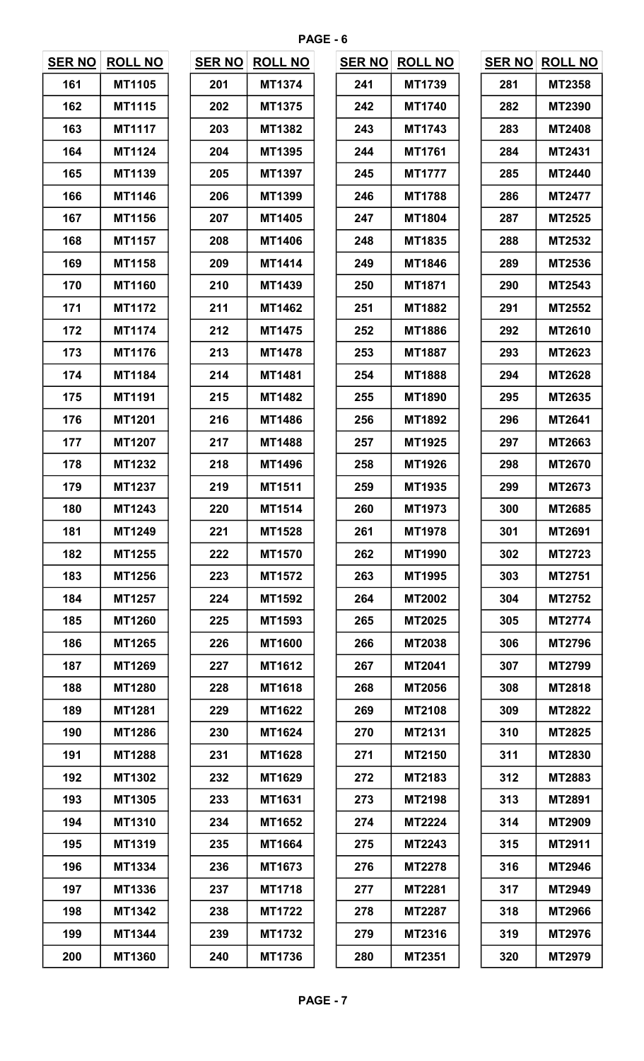| SER NO | ROLL NO |
|---|---|
| 161 | MT1105 |
| 162 | MT1115 |
| 163 | MT1117 |
| 164 | MT1124 |
| 165 | MT1139 |
| 166 | MT1146 |
| 167 | MT1156 |
| 168 | MT1157 |
| 169 | MT1158 |
| 170 | MT1160 |
| 171 | MT1172 |
| 172 | MT1174 |
| 173 | MT1176 |
| 174 | MT1184 |
| 175 | MT1191 |
| 176 | MT1201 |
| 177 | MT1207 |
| 178 | MT1232 |
| 179 | MT1237 |
| 180 | MT1243 |
| 181 | MT1249 |
| 182 | MT1255 |
| 183 | MT1256 |
| 184 | MT1257 |
| 185 | MT1260 |
| 186 | MT1265 |
| 187 | MT1269 |
| 188 | MT1280 |
| 189 | MT1281 |
| 190 | MT1286 |
| 191 | MT1288 |
| 192 | MT1302 |
| 193 | MT1305 |
| 194 | MT1310 |
| 195 | MT1319 |
| 196 | MT1334 |
| 197 | MT1336 |
| 198 | MT1342 |
| 199 | MT1344 |
| 200 | MT1360 |

| SER NO | ROLL NO |
|---|---|
| 201 | MT1374 |
| 202 | MT1375 |
| 203 | MT1382 |
| 204 | MT1395 |
| 205 | MT1397 |
| 206 | MT1399 |
| 207 | MT1405 |
| 208 | MT1406 |
| 209 | MT1414 |
| 210 | MT1439 |
| 211 | MT1462 |
| 212 | MT1475 |
| 213 | MT1478 |
| 214 | MT1481 |
| 215 | MT1482 |
| 216 | MT1486 |
| 217 | MT1488 |
| 218 | MT1496 |
| 219 | MT1511 |
| 220 | MT1514 |
| 221 | MT1528 |
| 222 | MT1570 |
| 223 | MT1572 |
| 224 | MT1592 |
| 225 | MT1593 |
| 226 | MT1600 |
| 227 | MT1612 |
| 228 | MT1618 |
| 229 | MT1622 |
| 230 | MT1624 |
| 231 | MT1628 |
| 232 | MT1629 |
| 233 | MT1631 |
| 234 | MT1652 |
| 235 | MT1664 |
| 236 | MT1673 |
| 237 | MT1718 |
| 238 | MT1722 |
| 239 | MT1732 |
| 240 | MT1736 |

| SER NO | ROLL NO |
|---|---|
| 241 | MT1739 |
| 242 | MT1740 |
| 243 | MT1743 |
| 244 | MT1761 |
| 245 | MT1777 |
| 246 | MT1788 |
| 247 | MT1804 |
| 248 | MT1835 |
| 249 | MT1846 |
| 250 | MT1871 |
| 251 | MT1882 |
| 252 | MT1886 |
| 253 | MT1887 |
| 254 | MT1888 |
| 255 | MT1890 |
| 256 | MT1892 |
| 257 | MT1925 |
| 258 | MT1926 |
| 259 | MT1935 |
| 260 | MT1973 |
| 261 | MT1978 |
| 262 | MT1990 |
| 263 | MT1995 |
| 264 | MT2002 |
| 265 | MT2025 |
| 266 | MT2038 |
| 267 | MT2041 |
| 268 | MT2056 |
| 269 | MT2108 |
| 270 | MT2131 |
| 271 | MT2150 |
| 272 | MT2183 |
| 273 | MT2198 |
| 274 | MT2224 |
| 275 | MT2243 |
| 276 | MT2278 |
| 277 | MT2281 |
| 278 | MT2287 |
| 279 | MT2316 |
| 280 | MT2351 |

| SER NO | ROLL NO |
|---|---|
| 281 | MT2358 |
| 282 | MT2390 |
| 283 | MT2408 |
| 284 | MT2431 |
| 285 | MT2440 |
| 286 | MT2477 |
| 287 | MT2525 |
| 288 | MT2532 |
| 289 | MT2536 |
| 290 | MT2543 |
| 291 | MT2552 |
| 292 | MT2610 |
| 293 | MT2623 |
| 294 | MT2628 |
| 295 | MT2635 |
| 296 | MT2641 |
| 297 | MT2663 |
| 298 | MT2670 |
| 299 | MT2673 |
| 300 | MT2685 |
| 301 | MT2691 |
| 302 | MT2723 |
| 303 | MT2751 |
| 304 | MT2752 |
| 305 | MT2774 |
| 306 | MT2796 |
| 307 | MT2799 |
| 308 | MT2818 |
| 309 | MT2822 |
| 310 | MT2825 |
| 311 | MT2830 |
| 312 | MT2883 |
| 313 | MT2891 |
| 314 | MT2909 |
| 315 | MT2911 |
| 316 | MT2946 |
| 317 | MT2949 |
| 318 | MT2966 |
| 319 | MT2976 |
| 320 | MT2979 |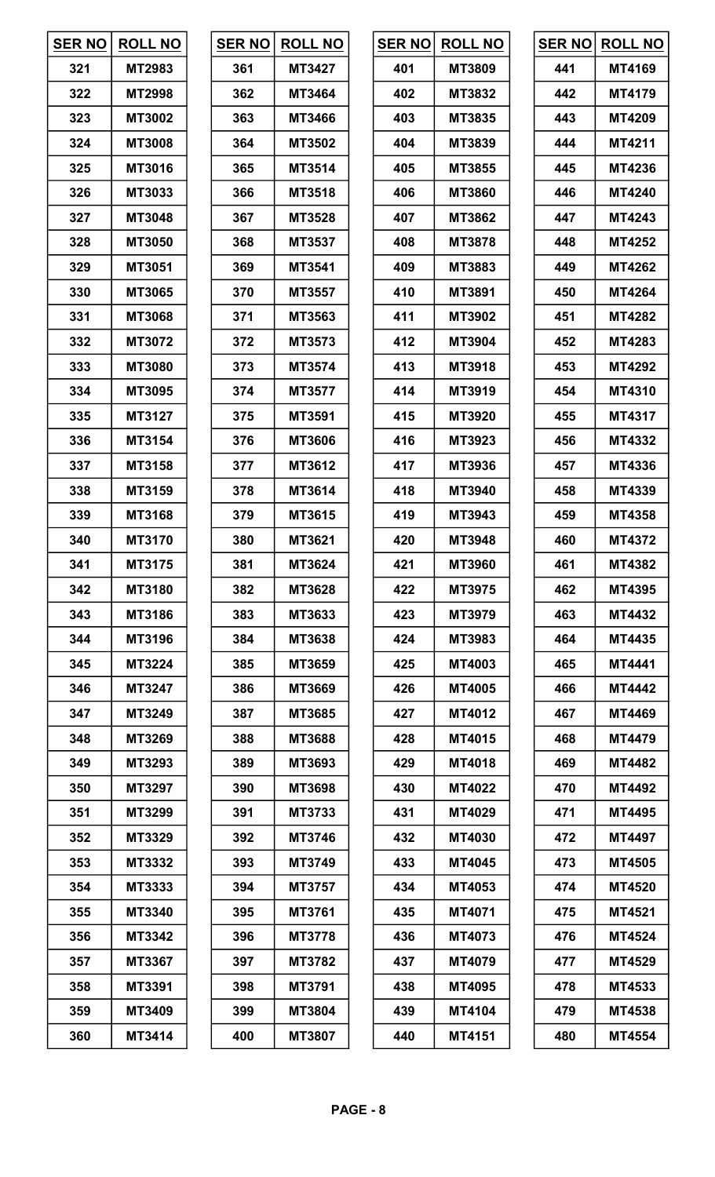| SER NO | ROLL NO |
|---|---|
| 321 | MT2983 |
| 322 | MT2998 |
| 323 | MT3002 |
| 324 | MT3008 |
| 325 | MT3016 |
| 326 | MT3033 |
| 327 | MT3048 |
| 328 | MT3050 |
| 329 | MT3051 |
| 330 | MT3065 |
| 331 | MT3068 |
| 332 | MT3072 |
| 333 | MT3080 |
| 334 | MT3095 |
| 335 | MT3127 |
| 336 | MT3154 |
| 337 | MT3158 |
| 338 | MT3159 |
| 339 | MT3168 |
| 340 | MT3170 |
| 341 | MT3175 |
| 342 | MT3180 |
| 343 | MT3186 |
| 344 | MT3196 |
| 345 | MT3224 |
| 346 | MT3247 |
| 347 | MT3249 |
| 348 | MT3269 |
| 349 | MT3293 |
| 350 | MT3297 |
| 351 | MT3299 |
| 352 | MT3329 |
| 353 | MT3332 |
| 354 | MT3333 |
| 355 | MT3340 |
| 356 | MT3342 |
| 357 | MT3367 |
| 358 | MT3391 |
| 359 | MT3409 |
| 360 | MT3414 |
| 361 | MT3427 |
| 362 | MT3464 |
| 363 | MT3466 |
| 364 | MT3502 |
| 365 | MT3514 |
| 366 | MT3518 |
| 367 | MT3528 |
| 368 | MT3537 |
| 369 | MT3541 |
| 370 | MT3557 |
| 371 | MT3563 |
| 372 | MT3573 |
| 373 | MT3574 |
| 374 | MT3577 |
| 375 | MT3591 |
| 376 | MT3606 |
| 377 | MT3612 |
| 378 | MT3614 |
| 379 | MT3615 |
| 380 | MT3621 |
| 381 | MT3624 |
| 382 | MT3628 |
| 383 | MT3633 |
| 384 | MT3638 |
| 385 | MT3659 |
| 386 | MT3669 |
| 387 | MT3685 |
| 388 | MT3688 |
| 389 | MT3693 |
| 390 | MT3698 |
| 391 | MT3733 |
| 392 | MT3746 |
| 393 | MT3749 |
| 394 | MT3757 |
| 395 | MT3761 |
| 396 | MT3778 |
| 397 | MT3782 |
| 398 | MT3791 |
| 399 | MT3804 |
| 400 | MT3807 |
| 401 | MT3809 |
| 402 | MT3832 |
| 403 | MT3835 |
| 404 | MT3839 |
| 405 | MT3855 |
| 406 | MT3860 |
| 407 | MT3862 |
| 408 | MT3878 |
| 409 | MT3883 |
| 410 | MT3891 |
| 411 | MT3902 |
| 412 | MT3904 |
| 413 | MT3918 |
| 414 | MT3919 |
| 415 | MT3920 |
| 416 | MT3923 |
| 417 | MT3936 |
| 418 | MT3940 |
| 419 | MT3943 |
| 420 | MT3948 |
| 421 | MT3960 |
| 422 | MT3975 |
| 423 | MT3979 |
| 424 | MT3983 |
| 425 | MT4003 |
| 426 | MT4005 |
| 427 | MT4012 |
| 428 | MT4015 |
| 429 | MT4018 |
| 430 | MT4022 |
| 431 | MT4029 |
| 432 | MT4030 |
| 433 | MT4045 |
| 434 | MT4053 |
| 435 | MT4071 |
| 436 | MT4073 |
| 437 | MT4079 |
| 438 | MT4095 |
| 439 | MT4104 |
| 440 | MT4151 |
| 441 | MT4169 |
| 442 | MT4179 |
| 443 | MT4209 |
| 444 | MT4211 |
| 445 | MT4236 |
| 446 | MT4240 |
| 447 | MT4243 |
| 448 | MT4252 |
| 449 | MT4262 |
| 450 | MT4264 |
| 451 | MT4282 |
| 452 | MT4283 |
| 453 | MT4292 |
| 454 | MT4310 |
| 455 | MT4317 |
| 456 | MT4332 |
| 457 | MT4336 |
| 458 | MT4339 |
| 459 | MT4358 |
| 460 | MT4372 |
| 461 | MT4382 |
| 462 | MT4395 |
| 463 | MT4432 |
| 464 | MT4435 |
| 465 | MT4441 |
| 466 | MT4442 |
| 467 | MT4469 |
| 468 | MT4479 |
| 469 | MT4482 |
| 470 | MT4492 |
| 471 | MT4495 |
| 472 | MT4497 |
| 473 | MT4505 |
| 474 | MT4520 |
| 475 | MT4521 |
| 476 | MT4524 |
| 477 | MT4529 |
| 478 | MT4533 |
| 479 | MT4538 |
| 480 | MT4554 |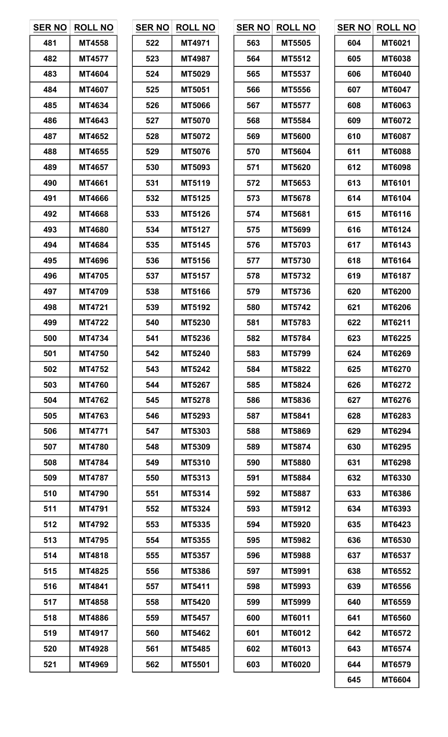| SER NO | ROLL NO |
|---|---|
| 481 | MT4558 |
| 482 | MT4577 |
| 483 | MT4604 |
| 484 | MT4607 |
| 485 | MT4634 |
| 486 | MT4643 |
| 487 | MT4652 |
| 488 | MT4655 |
| 489 | MT4657 |
| 490 | MT4661 |
| 491 | MT4666 |
| 492 | MT4668 |
| 493 | MT4680 |
| 494 | MT4684 |
| 495 | MT4696 |
| 496 | MT4705 |
| 497 | MT4709 |
| 498 | MT4721 |
| 499 | MT4722 |
| 500 | MT4734 |
| 501 | MT4750 |
| 502 | MT4752 |
| 503 | MT4760 |
| 504 | MT4762 |
| 505 | MT4763 |
| 506 | MT4771 |
| 507 | MT4780 |
| 508 | MT4784 |
| 509 | MT4787 |
| 510 | MT4790 |
| 511 | MT4791 |
| 512 | MT4792 |
| 513 | MT4795 |
| 514 | MT4818 |
| 515 | MT4825 |
| 516 | MT4841 |
| 517 | MT4858 |
| 518 | MT4886 |
| 519 | MT4917 |
| 520 | MT4928 |
| 521 | MT4969 |

| SER NO | ROLL NO |
|---|---|
| 522 | MT4971 |
| 523 | MT4987 |
| 524 | MT5029 |
| 525 | MT5051 |
| 526 | MT5066 |
| 527 | MT5070 |
| 528 | MT5072 |
| 529 | MT5076 |
| 530 | MT5093 |
| 531 | MT5119 |
| 532 | MT5125 |
| 533 | MT5126 |
| 534 | MT5127 |
| 535 | MT5145 |
| 536 | MT5156 |
| 537 | MT5157 |
| 538 | MT5166 |
| 539 | MT5192 |
| 540 | MT5230 |
| 541 | MT5236 |
| 542 | MT5240 |
| 543 | MT5242 |
| 544 | MT5267 |
| 545 | MT5278 |
| 546 | MT5293 |
| 547 | MT5303 |
| 548 | MT5309 |
| 549 | MT5310 |
| 550 | MT5313 |
| 551 | MT5314 |
| 552 | MT5324 |
| 553 | MT5335 |
| 554 | MT5355 |
| 555 | MT5357 |
| 556 | MT5386 |
| 557 | MT5411 |
| 558 | MT5420 |
| 559 | MT5457 |
| 560 | MT5462 |
| 561 | MT5485 |
| 562 | MT5501 |

| SER NO | ROLL NO |
|---|---|
| 563 | MT5505 |
| 564 | MT5512 |
| 565 | MT5537 |
| 566 | MT5556 |
| 567 | MT5577 |
| 568 | MT5584 |
| 569 | MT5600 |
| 570 | MT5604 |
| 571 | MT5620 |
| 572 | MT5653 |
| 573 | MT5678 |
| 574 | MT5681 |
| 575 | MT5699 |
| 576 | MT5703 |
| 577 | MT5730 |
| 578 | MT5732 |
| 579 | MT5736 |
| 580 | MT5742 |
| 581 | MT5783 |
| 582 | MT5784 |
| 583 | MT5799 |
| 584 | MT5822 |
| 585 | MT5824 |
| 586 | MT5836 |
| 587 | MT5841 |
| 588 | MT5869 |
| 589 | MT5874 |
| 590 | MT5880 |
| 591 | MT5884 |
| 592 | MT5887 |
| 593 | MT5912 |
| 594 | MT5920 |
| 595 | MT5982 |
| 596 | MT5988 |
| 597 | MT5991 |
| 598 | MT5993 |
| 599 | MT5999 |
| 600 | MT6011 |
| 601 | MT6012 |
| 602 | MT6013 |
| 603 | MT6020 |

| SER NO | ROLL NO |
|---|---|
| 604 | MT6021 |
| 605 | MT6038 |
| 606 | MT6040 |
| 607 | MT6047 |
| 608 | MT6063 |
| 609 | MT6072 |
| 610 | MT6087 |
| 611 | MT6088 |
| 612 | MT6098 |
| 613 | MT6101 |
| 614 | MT6104 |
| 615 | MT6116 |
| 616 | MT6124 |
| 617 | MT6143 |
| 618 | MT6164 |
| 619 | MT6187 |
| 620 | MT6200 |
| 621 | MT6206 |
| 622 | MT6211 |
| 623 | MT6225 |
| 624 | MT6269 |
| 625 | MT6270 |
| 626 | MT6272 |
| 627 | MT6276 |
| 628 | MT6283 |
| 629 | MT6294 |
| 630 | MT6295 |
| 631 | MT6298 |
| 632 | MT6330 |
| 633 | MT6386 |
| 634 | MT6393 |
| 635 | MT6423 |
| 636 | MT6530 |
| 637 | MT6537 |
| 638 | MT6552 |
| 639 | MT6556 |
| 640 | MT6559 |
| 641 | MT6560 |
| 642 | MT6572 |
| 643 | MT6574 |
| 644 | MT6579 |
| 645 | MT6604 |